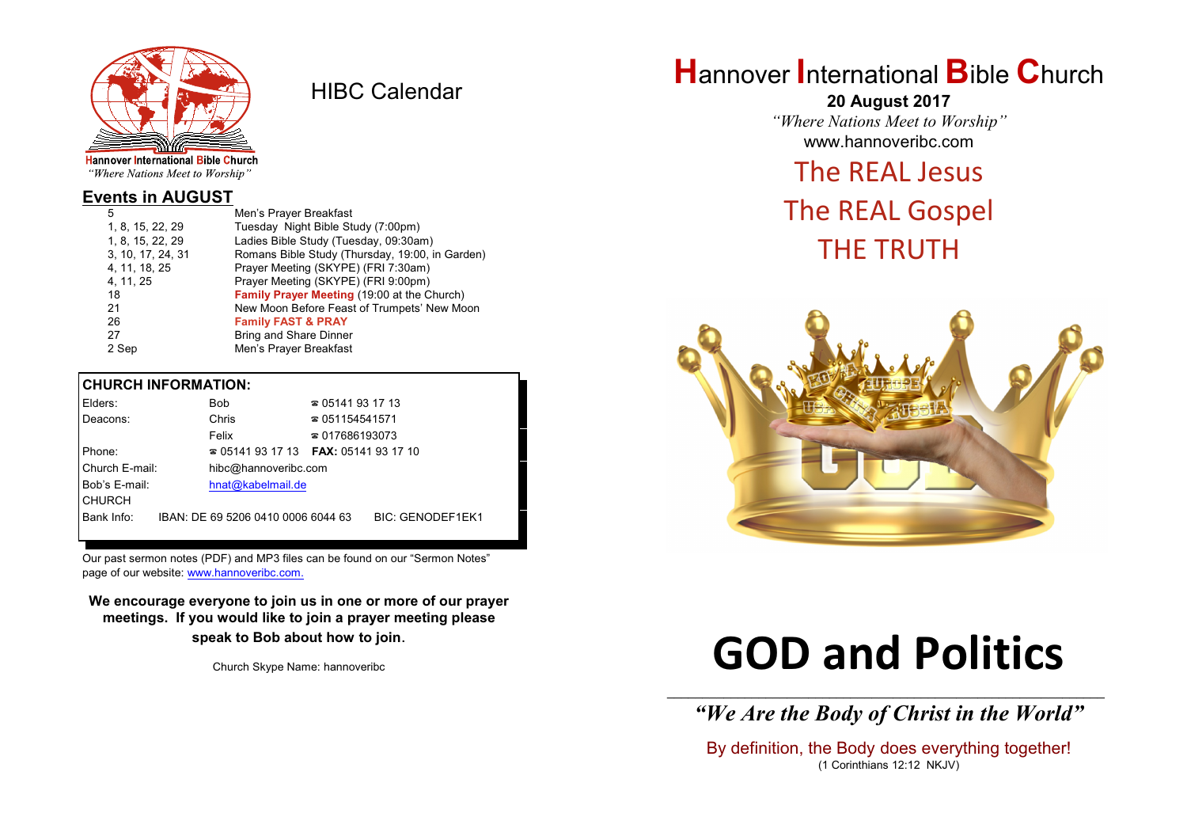Hannover International Bible Church
*"Where Nations Meet to Worship"*

# HIBC Calendar

## Events in AUGUST

| | |
|---|---|
| 5 | Men's Prayer Breakfast |
| 1, 8, 15, 22, 29 | Tuesday Night Bible Study (7:00pm) |
| 1, 8, 15, 22, 29 | Ladies Bible Study (Tuesday, 09:30am) |
| 3, 10, 17, 24, 31 | Romans Bible Study (Thursday, 19:00, in Garden) |
| 4, 11, 18, 25 | Prayer Meeting (SKYPE) (FRI 7:30am) |
| 4, 11, 25 | Prayer Meeting (SKYPE) (FRI 9:00pm) |
| 18 | **Family Prayer Meeting** (19:00 at the Church) |
| 21 | New Moon Before Feast of Trumpets' New Moon |
| 26 | **Family FAST & PRAY** |
| 27 | Bring and Share Dinner |
| 2 Sep | Men's Prayer Breakfast |

## CHURCH INFORMATION:

| | | |
|---|---|---|
| Elders: | Bob | ☎ 05141 93 17 13 |
| Deacons: | Chris | ☎ 051154541571 |
| | Felix | ☎ 017686193073 |
| Phone: | ☎ 05141 93 17 13 | **FAX:** 05141 93 17 10 |
| Church E-mail: | hibc@hannoveribc.com | |
| Bob's E-mail: | hnat@kabelmail.de | |
| CHURCH Bank Info: | IBAN: DE 69 5206 0410 0006 6044 63 | BIC: GENODEF1EK1 |

Our past sermon notes (PDF) and MP3 files can be found on our "Sermon Notes" page of our website: www.hannoveribc.com.

**We encourage everyone to join us in one or more of our prayer meetings. If you would like to join a prayer meeting please speak to Bob about how to join.**

Church Skype Name: hannoveribc

# Hannover International Bible Church

**20 August 2017**

*"Where Nations Meet to Worship"*

www.hannoveribc.com

## The REAL Jesus
## The REAL Gospel
## THE TRUTH

# GOD and Politics

***"We Are the Body of Christ in the World"***

By definition, the Body does everything together!
(1 Corinthians 12:12 NKJV)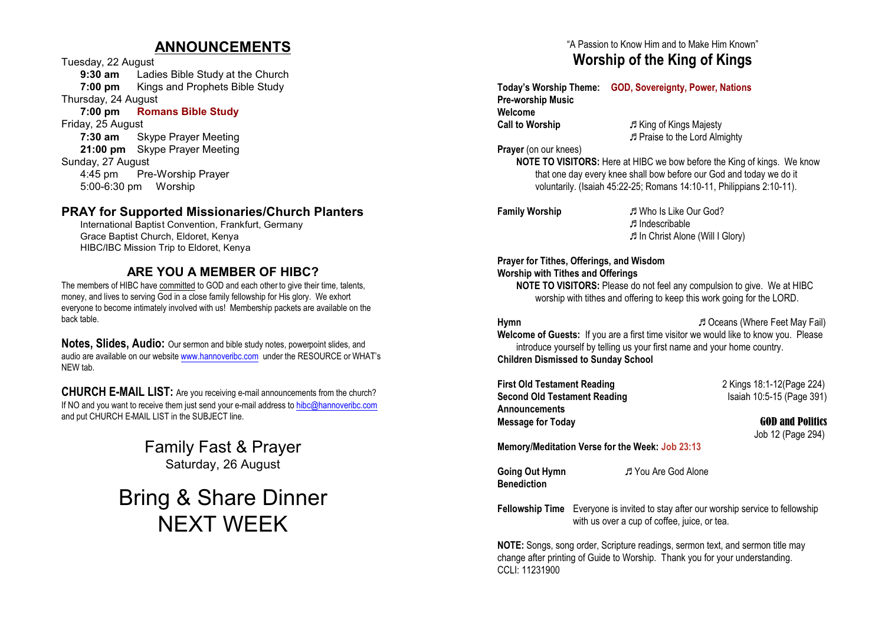## ANNOUNCEMENTS

Tuesday, 22 August
- **9:30 am** Ladies Bible Study at the Church
- **7:00 pm** Kings and Prophets Bible Study

Thursday, 24 August
- **7:00 pm** **Romans Bible Study**

Friday, 25 August
- **7:30 am** Skype Prayer Meeting
- **21:00 pm** Skype Prayer Meeting

Sunday, 27 August
- 4:45 pm Pre-Worship Prayer
- 5:00-6:30 pm Worship

### PRAY for Supported Missionaries/Church Planters

International Baptist Convention, Frankfurt, Germany
Grace Baptist Church, Eldoret, Kenya
HIBC/IBC Mission Trip to Eldoret, Kenya

### ARE YOU A MEMBER OF HIBC?

The members of HIBC have committed to GOD and each other to give their time, talents, money, and lives to serving God in a close family fellowship for His glory. We exhort everyone to become intimately involved with us! Membership packets are available on the back table.

**Notes, Slides, Audio:** Our sermon and bible study notes, powerpoint slides, and audio are available on our website www.hannoveribc.com under the RESOURCE or WHAT's NEW tab.

**CHURCH E-MAIL LIST:** Are you receiving e-mail announcements from the church? If NO and you want to receive them just send your e-mail address to hibc@hannoveribc.com and put CHURCH E-MAIL LIST in the SUBJECT line.

Family Fast & Prayer
Saturday, 26 August

# Bring & Share Dinner NEXT WEEK

"A Passion to Know Him and to Make Him Known"

# Worship of the King of Kings

**Today's Worship Theme:** **GOD, Sovereignty, Power, Nations**

**Pre-worship Music**

**Welcome**

**Call to Worship** — ♬ King of Kings Majesty; ♬ Praise to the Lord Almighty

**Prayer** (on our knees)

**NOTE TO VISITORS:** Here at HIBC we bow before the King of kings. We know that one day every knee shall bow before our God and today we do it voluntarily. (Isaiah 45:22-25; Romans 14:10-11, Philippians 2:10-11).

**Family Worship** — ♬ Who Is Like Our God?; ♬ Indescribable; ♬ In Christ Alone (Will I Glory)

**Prayer for Tithes, Offerings, and Wisdom**

**Worship with Tithes and Offerings**

**NOTE TO VISITORS:** Please do not feel any compulsion to give. We at HIBC worship with tithes and offering to keep this work going for the LORD.

**Hymn** — ♬ Oceans (Where Feet May Fail)

**Welcome of Guests:** If you are a first time visitor we would like to know you. Please introduce yourself by telling us your first name and your home country.

**Children Dismissed to Sunday School**

**First Old Testament Reading** — 2 Kings 18:1-12(Page 224)

**Second Old Testament Reading** — Isaiah 10:5-15 (Page 391)

**Announcements**

**Message for Today** — **GOD and Politics**, Job 12 (Page 294)

**Memory/Meditation Verse for the Week:** **Job 23:13**

**Going Out Hymn** — ♬ You Are God Alone

**Benediction**

**Fellowship Time** Everyone is invited to stay after our worship service to fellowship with us over a cup of coffee, juice, or tea.

**NOTE:** Songs, song order, Scripture readings, sermon text, and sermon title may change after printing of Guide to Worship. Thank you for your understanding.
CCLI: 11231900